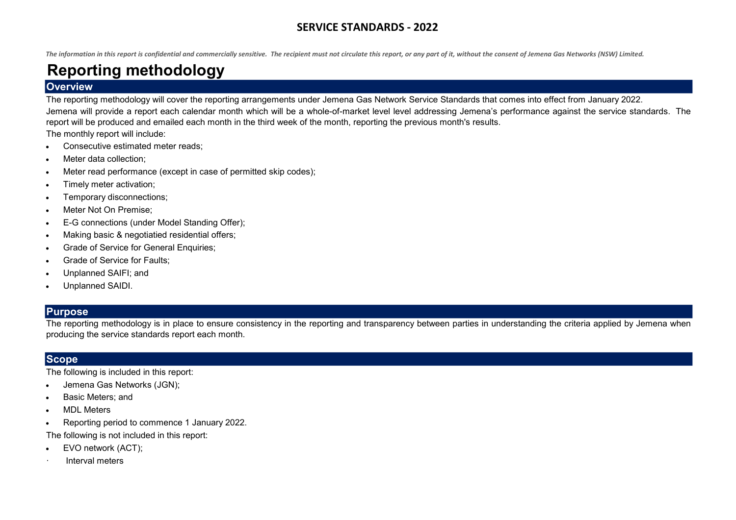# SERVICE STANDARDS - 2022

*The information in this report is confidential and commercially sensitive. The recipient must not circulate this report, or any part of it, without the consent of Jemena Gas Networks (NSW) Limited.*

# Reporting methodology

## Overview

The reporting methodology will cover the reporting arrangements under Jemena Gas Network Service Standards that comes into effect from January 2022.

Jemena will provide a report each calendar month which will be a whole-of-market level level addressing Jemena's performance against the service standards. The report will be produced and emailed each month in the third week of the month, reporting the previous month's results.

The monthly report will include:

- Consecutive estimated meter reads;
- Meter data collection;
- Meter read performance (except in case of permitted skip codes);
- Timely meter activation;
- Temporary disconnections;
- Meter Not On Premise;
- E-G connections (under Model Standing Offer);
- Making basic & negotiatied residential offers;
- Grade of Service for General Enquiries;
- Grade of Service for Faults;
- Unplanned SAIFI; and
- Unplanned SAIDI.

## Purpose

The reporting methodology is in place to ensure consistency in the reporting and transparency between parties in understanding the criteria applied by Jemena when producing the service standards report each month.

## Scope

The following is included in this report:

- Jemena Gas Networks (JGN);
- Basic Meters; and
- MDL Meters
- Reporting period to commence 1 January 2022.

The following is not included in this report:

- EVO network (ACT);
- Interval meters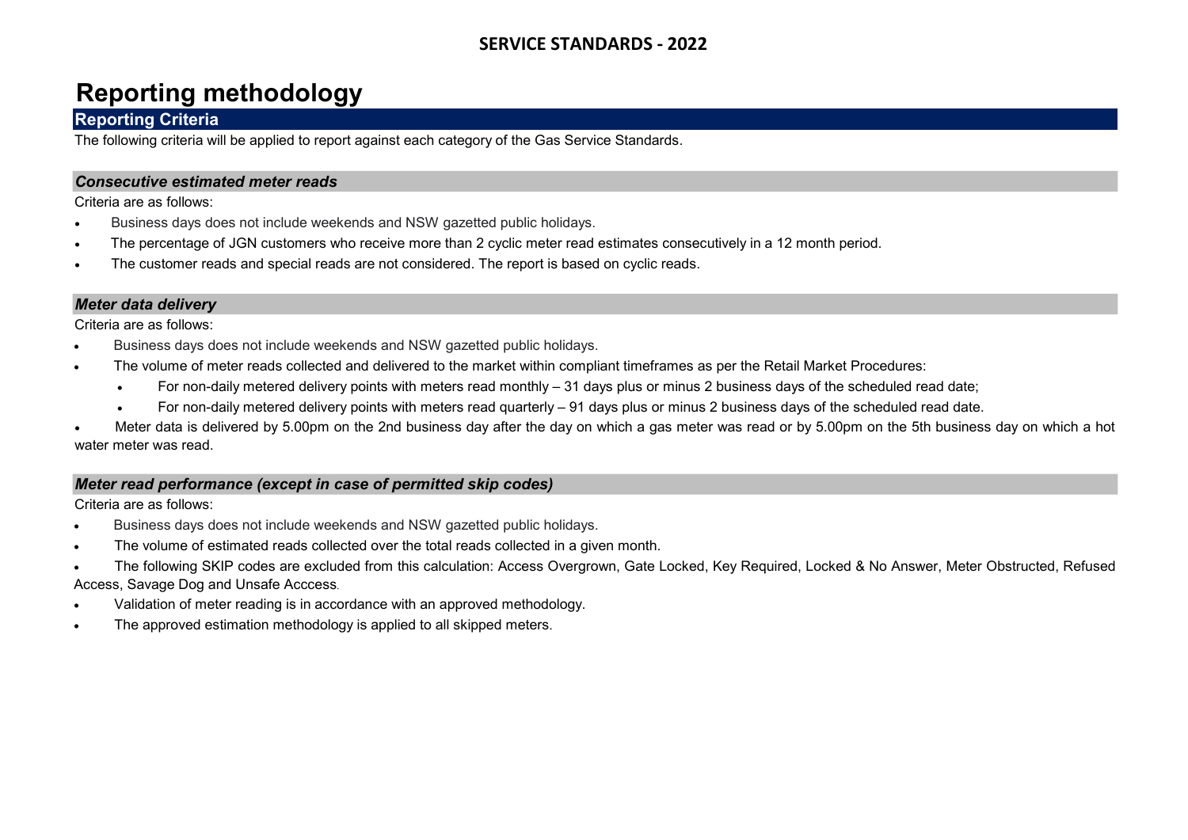# Reporting methodology

## Reporting Criteria

The following criteria will be applied to report against each category of the Gas Service Standards.

### *Consecutive estimated meter reads*

Criteria are as follows:

- Business days does not include weekends and NSW gazetted public holidays.
- The percentage of JGN customers who receive more than 2 cyclic meter read estimates consecutively in a 12 month period.
- The customer reads and special reads are not considered. The report is based on cyclic reads.

### *Meter data delivery*

Criteria are as follows:

- Business days does not include weekends and NSW gazetted public holidays.
- The volume of meter reads collected and delivered to the market within compliant timeframes as per the Retail Market Procedures:
  - For non-daily metered delivery points with meters read monthly – 31 days plus or minus 2 business days of the scheduled read date;
  - For non-daily metered delivery points with meters read quarterly – 91 days plus or minus 2 business days of the scheduled read date.
- Meter data is delivered by 5.00pm on the 2nd business day after the day on which a gas meter was read or by 5.00pm on the 5th business day on which a hot water meter was read.

### *Meter read performance (except in case of permitted skip codes)*

Criteria are as follows:

- Business days does not include weekends and NSW gazetted public holidays.
- The volume of estimated reads collected over the total reads collected in a given month.
- The following SKIP codes are excluded from this calculation: Access Overgrown, Gate Locked, Key Required, Locked & No Answer, Meter Obstructed, Refused Access, Savage Dog and Unsafe Acccess.
- Validation of meter reading is in accordance with an approved methodology.
- The approved estimation methodology is applied to all skipped meters.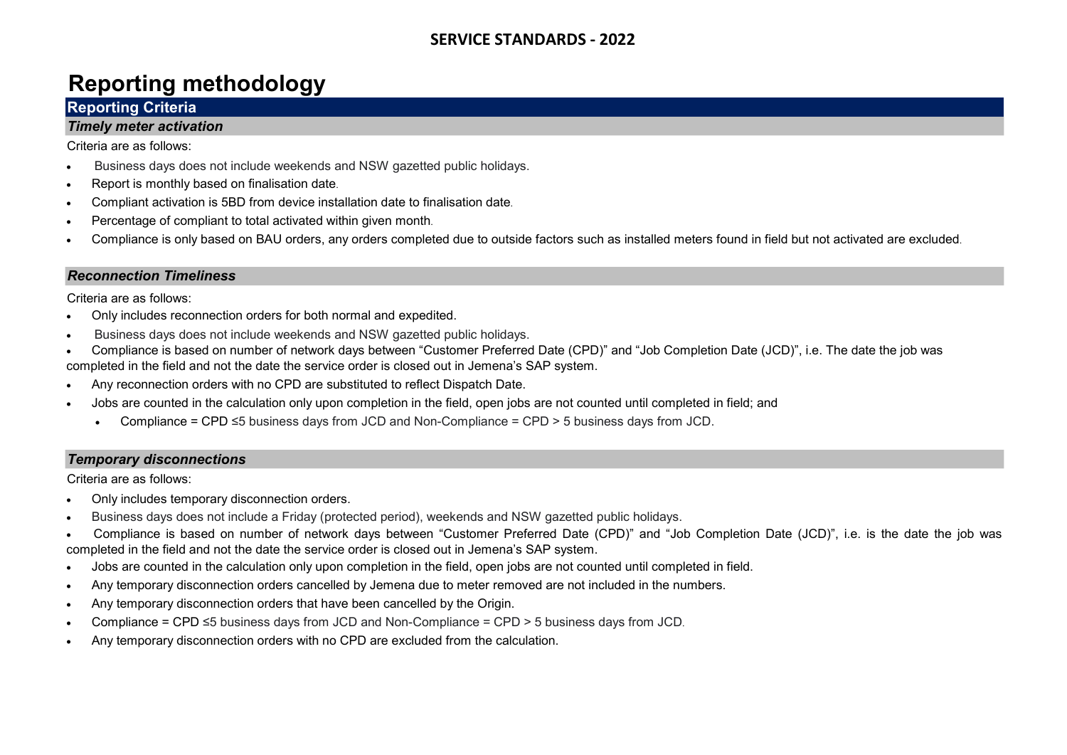# Reporting methodology

## Reporting Criteria

### *Timely meter activation*

Criteria are as follows:

- Business days does not include weekends and NSW gazetted public holidays.
- Report is monthly based on finalisation date.
- Compliant activation is 5BD from device installation date to finalisation date.
- Percentage of compliant to total activated within given month.
- Compliance is only based on BAU orders, any orders completed due to outside factors such as installed meters found in field but not activated are excluded.

### *Reconnection Timeliness*

Criteria are as follows:

- Only includes reconnection orders for both normal and expedited.
- Business days does not include weekends and NSW gazetted public holidays.
- Compliance is based on number of network days between "Customer Preferred Date (CPD)" and "Job Completion Date (JCD)", i.e. The date the job was completed in the field and not the date the service order is closed out in Jemena's SAP system.
- Any reconnection orders with no CPD are substituted to reflect Dispatch Date.
- Jobs are counted in the calculation only upon completion in the field, open jobs are not counted until completed in field; and
  - Compliance = CPD ≤5 business days from JCD and Non-Compliance = CPD > 5 business days from JCD.

### *Temporary disconnections*

Criteria are as follows:

- Only includes temporary disconnection orders.
- Business days does not include a Friday (protected period), weekends and NSW gazetted public holidays.
- Compliance is based on number of network days between "Customer Preferred Date (CPD)" and "Job Completion Date (JCD)", i.e. is the date the job was completed in the field and not the date the service order is closed out in Jemena's SAP system.
- Jobs are counted in the calculation only upon completion in the field, open jobs are not counted until completed in field.
- Any temporary disconnection orders cancelled by Jemena due to meter removed are not included in the numbers.
- Any temporary disconnection orders that have been cancelled by the Origin.
- Compliance = CPD ≤5 business days from JCD and Non-Compliance = CPD > 5 business days from JCD.
- Any temporary disconnection orders with no CPD are excluded from the calculation.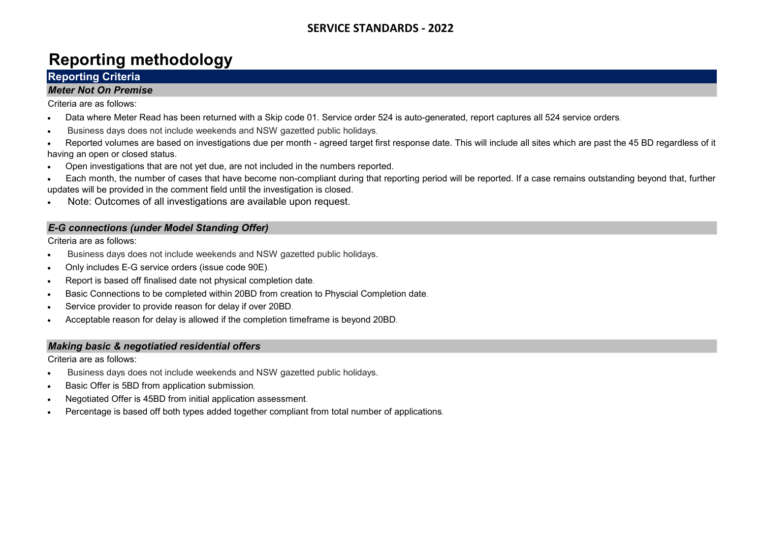# Reporting methodology

## Reporting Criteria

### *Meter Not On Premise*

Criteria are as follows:

- Data where Meter Read has been returned with a Skip code 01. Service order 524 is auto-generated, report captures all 524 service orders.
- Business days does not include weekends and NSW gazetted public holidays.
- Reported volumes are based on investigations due per month - agreed target first response date. This will include all sites which are past the 45 BD regardless of it having an open or closed status.
- Open investigations that are not yet due, are not included in the numbers reported.
- Each month, the number of cases that have become non-compliant during that reporting period will be reported. If a case remains outstanding beyond that, further updates will be provided in the comment field until the investigation is closed.
- Note: Outcomes of all investigations are available upon request.

### *E-G connections (under Model Standing Offer)*

Criteria are as follows:

- Business days does not include weekends and NSW gazetted public holidays.
- Only includes E-G service orders (issue code 90E).
- Report is based off finalised date not physical completion date.
- Basic Connections to be completed within 20BD from creation to Physcial Completion date.
- Service provider to provide reason for delay if over 20BD.
- Acceptable reason for delay is allowed if the completion timeframe is beyond 20BD.

### *Making basic & negotiatied residential offers*

Criteria are as follows:

- Business days does not include weekends and NSW gazetted public holidays.
- Basic Offer is 5BD from application submission.
- Negotiated Offer is 45BD from initial application assessment.
- Percentage is based off both types added together compliant from total number of applications.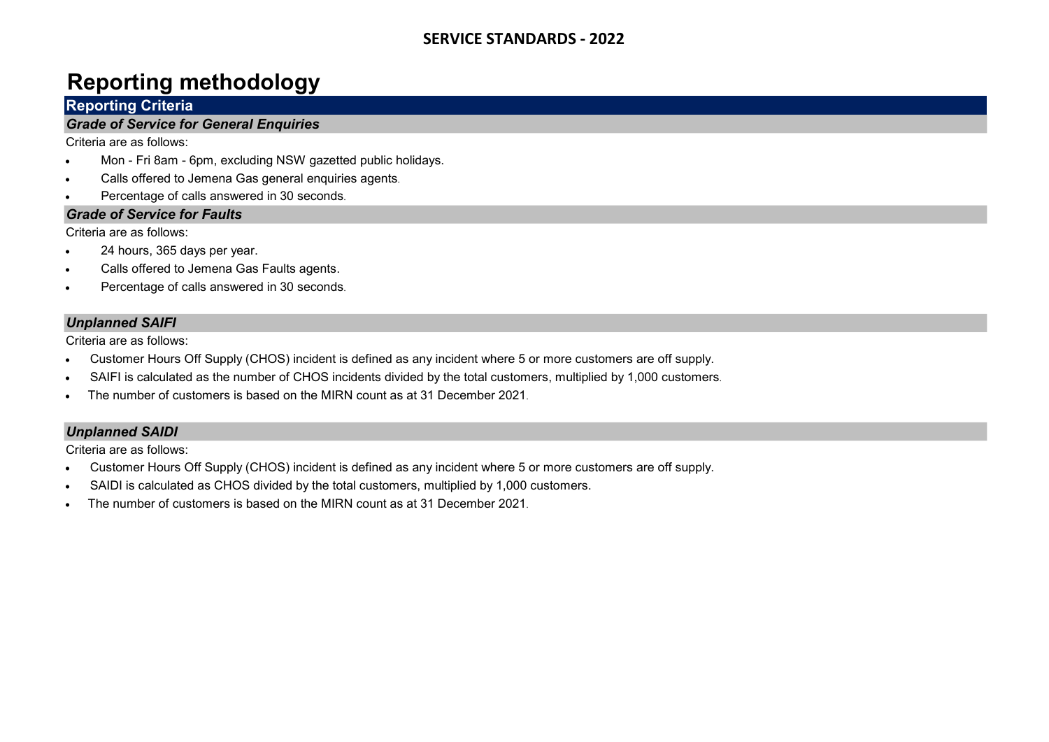# SERVICE STANDARDS - 2022

## Reporting methodology

### Reporting Criteria

#### *Grade of Service for General Enquiries*

Criteria are as follows:

- Mon - Fri 8am - 6pm, excluding NSW gazetted public holidays.
- Calls offered to Jemena Gas general enquiries agents.
- Percentage of calls answered in 30 seconds.

#### *Grade of Service for Faults*

Criteria are as follows:

- 24 hours, 365 days per year.
- Calls offered to Jemena Gas Faults agents.
- Percentage of calls answered in 30 seconds.

#### *Unplanned SAIFI*

Criteria are as follows:

- Customer Hours Off Supply (CHOS) incident is defined as any incident where 5 or more customers are off supply.
- SAIFI is calculated as the number of CHOS incidents divided by the total customers, multiplied by 1,000 customers.
- The number of customers is based on the MIRN count as at 31 December 2021.

#### *Unplanned SAIDI*

Criteria are as follows:

- Customer Hours Off Supply (CHOS) incident is defined as any incident where 5 or more customers are off supply.
- SAIDI is calculated as CHOS divided by the total customers, multiplied by 1,000 customers.
- The number of customers is based on the MIRN count as at 31 December 2021.